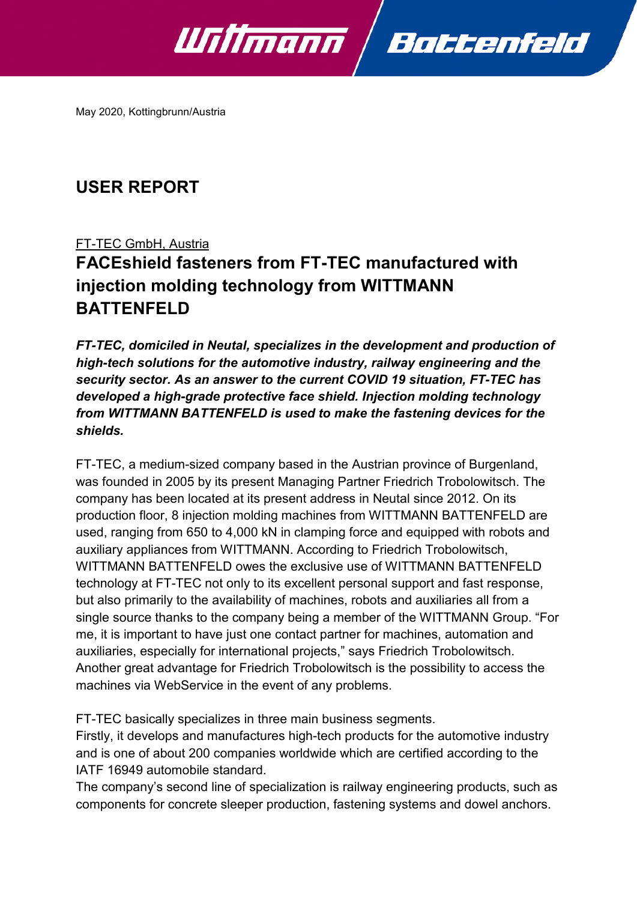May 2020, Kottingbrunn/Austria

# USER REPORT

FT-TEC GmbH, Austria

## FACEshield fasteners from FT-TEC manufactured with injection molding technology from WITTMANN BATTENFELD

***FT-TEC, domiciled in Neutal, specializes in the development and production of high-tech solutions for the automotive industry, railway engineering and the security sector. As an answer to the current COVID 19 situation, FT-TEC has developed a high-grade protective face shield. Injection molding technology from WITTMANN BATTENFELD is used to make the fastening devices for the shields.***

FT-TEC, a medium-sized company based in the Austrian province of Burgenland, was founded in 2005 by its present Managing Partner Friedrich Trobolowitsch. The company has been located at its present address in Neutal since 2012. On its production floor, 8 injection molding machines from WITTMANN BATTENFELD are used, ranging from 650 to 4,000 kN in clamping force and equipped with robots and auxiliary appliances from WITTMANN. According to Friedrich Trobolowitsch, WITTMANN BATTENFELD owes the exclusive use of WITTMANN BATTENFELD technology at FT-TEC not only to its excellent personal support and fast response, but also primarily to the availability of machines, robots and auxiliaries all from a single source thanks to the company being a member of the WITTMANN Group. “For me, it is important to have just one contact partner for machines, automation and auxiliaries, especially for international projects,” says Friedrich Trobolowitsch. Another great advantage for Friedrich Trobolowitsch is the possibility to access the machines via WebService in the event of any problems.

FT-TEC basically specializes in three main business segments.
Firstly, it develops and manufactures high-tech products for the automotive industry and is one of about 200 companies worldwide which are certified according to the IATF 16949 automobile standard.
The company’s second line of specialization is railway engineering products, such as components for concrete sleeper production, fastening systems and dowel anchors.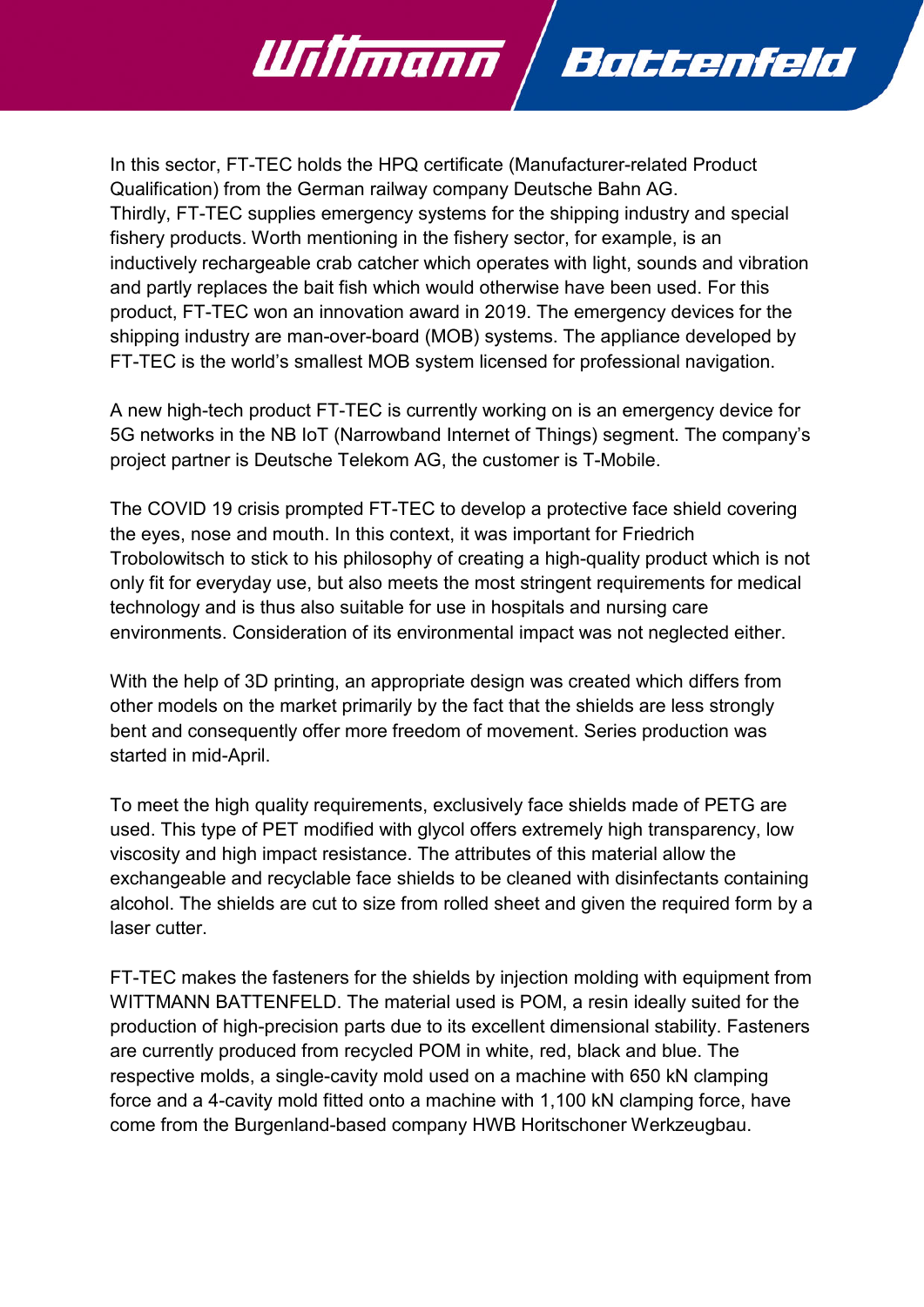In this sector, FT-TEC holds the HPQ certificate (Manufacturer-related Product Qualification) from the German railway company Deutsche Bahn AG.
Thirdly, FT-TEC supplies emergency systems for the shipping industry and special fishery products. Worth mentioning in the fishery sector, for example, is an inductively rechargeable crab catcher which operates with light, sounds and vibration and partly replaces the bait fish which would otherwise have been used. For this product, FT-TEC won an innovation award in 2019. The emergency devices for the shipping industry are man-over-board (MOB) systems. The appliance developed by FT-TEC is the world's smallest MOB system licensed for professional navigation.

A new high-tech product FT-TEC is currently working on is an emergency device for 5G networks in the NB IoT (Narrowband Internet of Things) segment. The company's project partner is Deutsche Telekom AG, the customer is T-Mobile.

The COVID 19 crisis prompted FT-TEC to develop a protective face shield covering the eyes, nose and mouth. In this context, it was important for Friedrich Trobolowitsch to stick to his philosophy of creating a high-quality product which is not only fit for everyday use, but also meets the most stringent requirements for medical technology and is thus also suitable for use in hospitals and nursing care environments. Consideration of its environmental impact was not neglected either.

With the help of 3D printing, an appropriate design was created which differs from other models on the market primarily by the fact that the shields are less strongly bent and consequently offer more freedom of movement. Series production was started in mid-April.

To meet the high quality requirements, exclusively face shields made of PETG are used. This type of PET modified with glycol offers extremely high transparency, low viscosity and high impact resistance. The attributes of this material allow the exchangeable and recyclable face shields to be cleaned with disinfectants containing alcohol. The shields are cut to size from rolled sheet and given the required form by a laser cutter.

FT-TEC makes the fasteners for the shields by injection molding with equipment from WITTMANN BATTENFELD. The material used is POM, a resin ideally suited for the production of high-precision parts due to its excellent dimensional stability. Fasteners are currently produced from recycled POM in white, red, black and blue. The respective molds, a single-cavity mold used on a machine with 650 kN clamping force and a 4-cavity mold fitted onto a machine with 1,100 kN clamping force, have come from the Burgenland-based company HWB Horitschoner Werkzeugbau.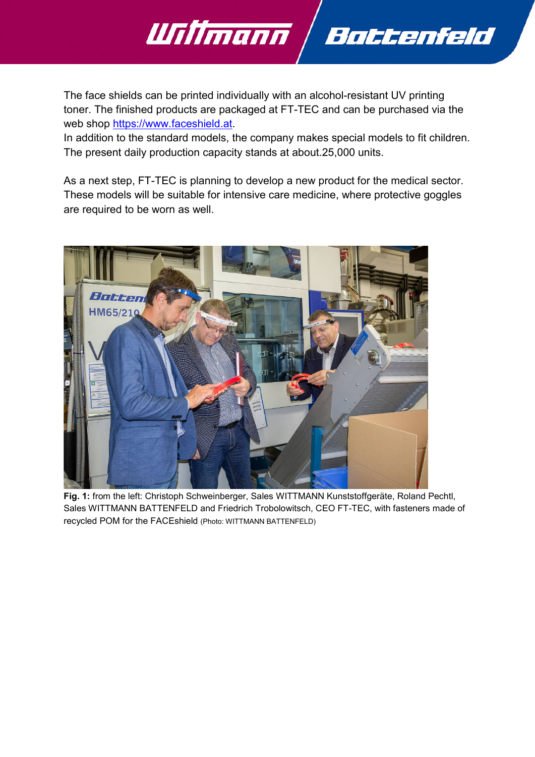The face shields can be printed individually with an alcohol-resistant UV printing toner. The finished products are packaged at FT-TEC and can be purchased via the web shop https://www.faceshield.at.

In addition to the standard models, the company makes special models to fit children. The present daily production capacity stands at about.25,000 units.

As a next step, FT-TEC is planning to develop a new product for the medical sector. These models will be suitable for intensive care medicine, where protective goggles are required to be worn as well.

**Fig. 1:** from the left: Christoph Schweinberger, Sales WITTMANN Kunststoffgeräte, Roland Pechtl, Sales WITTMANN BATTENFELD and Friedrich Trobolowitsch, CEO FT-TEC, with fasteners made of recycled POM for the FACEshield (Photo: WITTMANN BATTENFELD)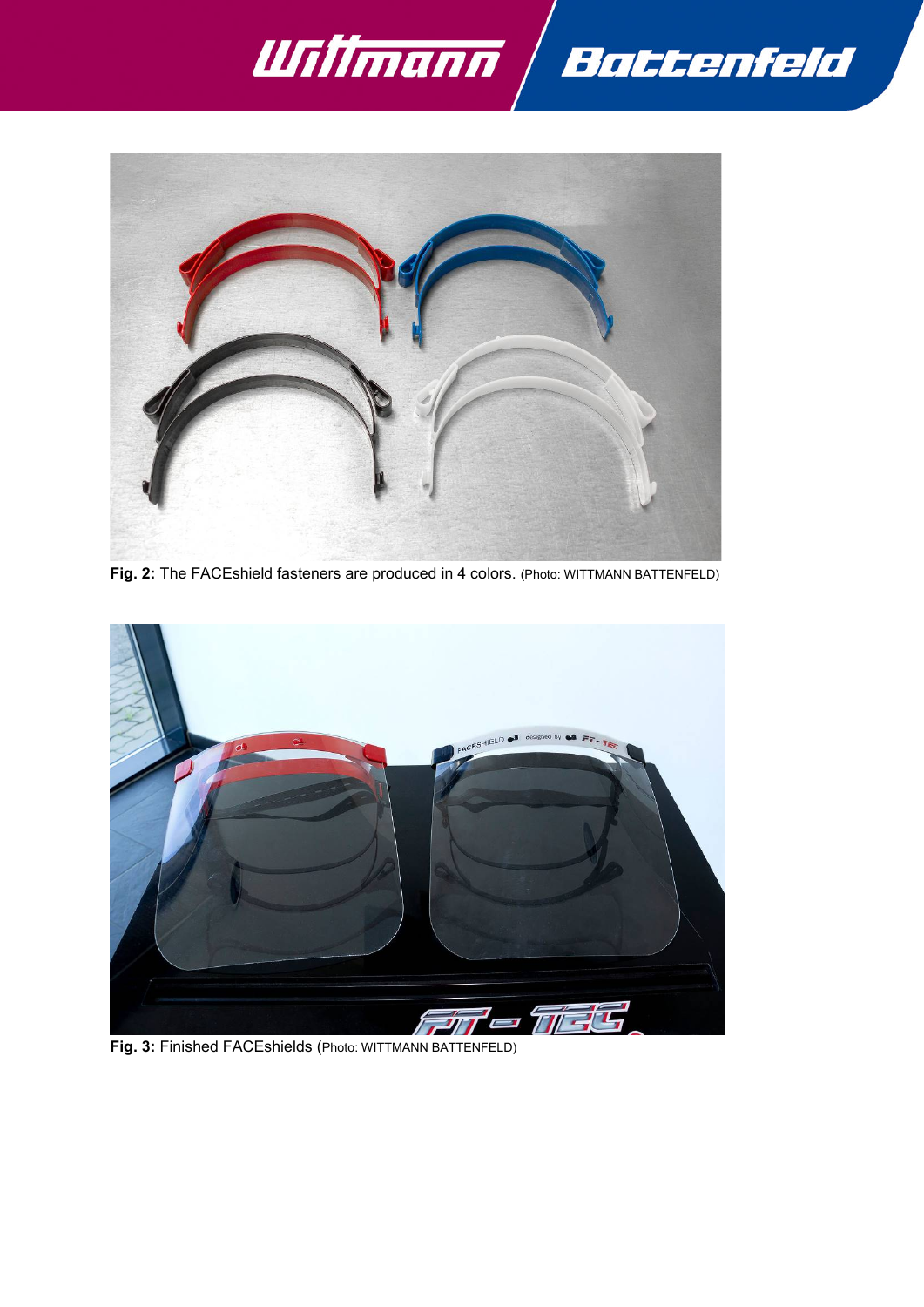**Fig. 2:** The FACEshield fasteners are produced in 4 colors. (Photo: WITTMANN BATTENFELD)

**Fig. 3:** Finished FACEshields (Photo: WITTMANN BATTENFELD)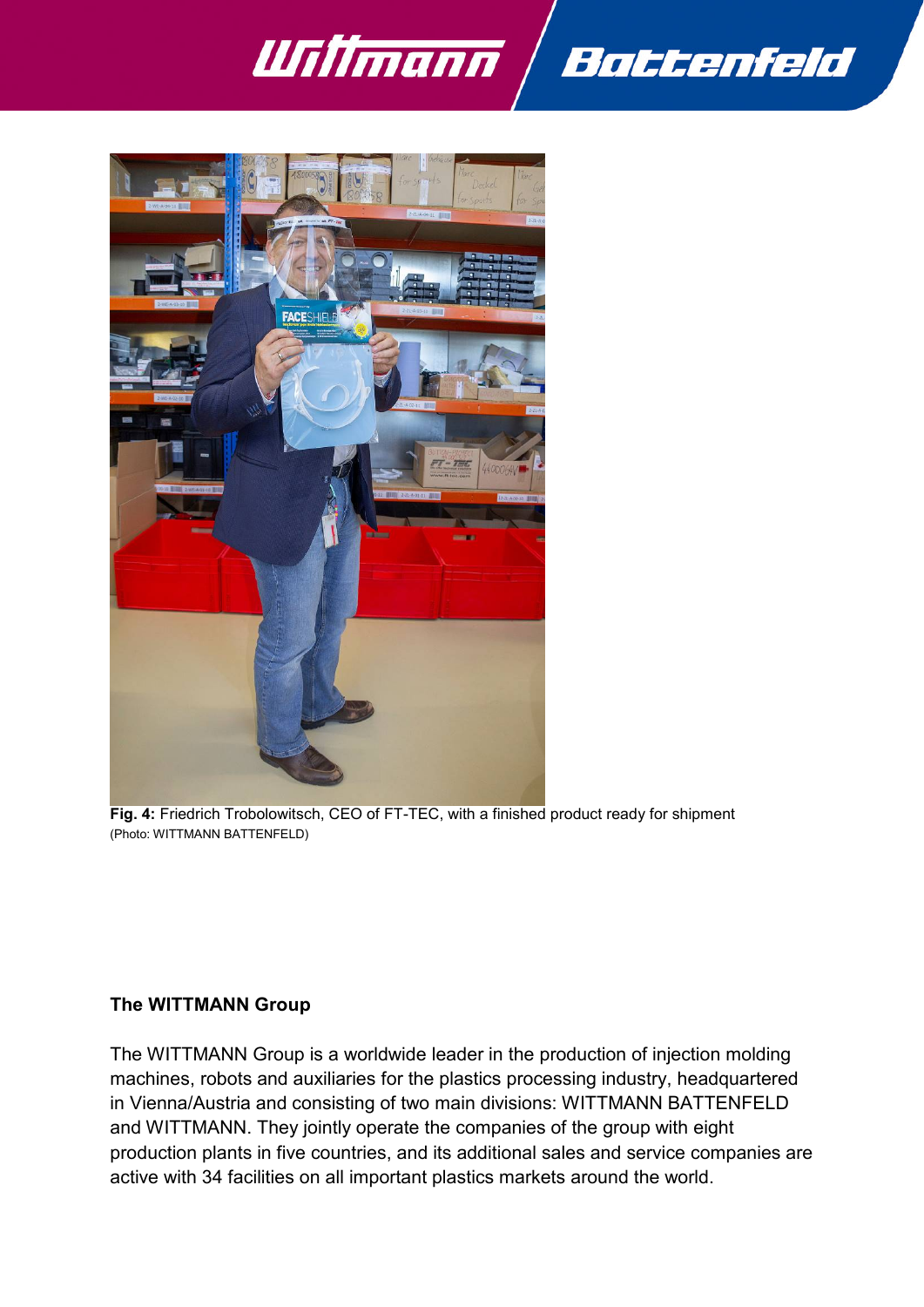**Fig. 4:** Friedrich Trobolowitsch, CEO of FT-TEC, with a finished product ready for shipment
(Photo: WITTMANN BATTENFELD)

**The WITTMANN Group**

The WITTMANN Group is a worldwide leader in the production of injection molding machines, robots and auxiliaries for the plastics processing industry, headquartered in Vienna/Austria and consisting of two main divisions: WITTMANN BATTENFELD and WITTMANN. They jointly operate the companies of the group with eight production plants in five countries, and its additional sales and service companies are active with 34 facilities on all important plastics markets around the world.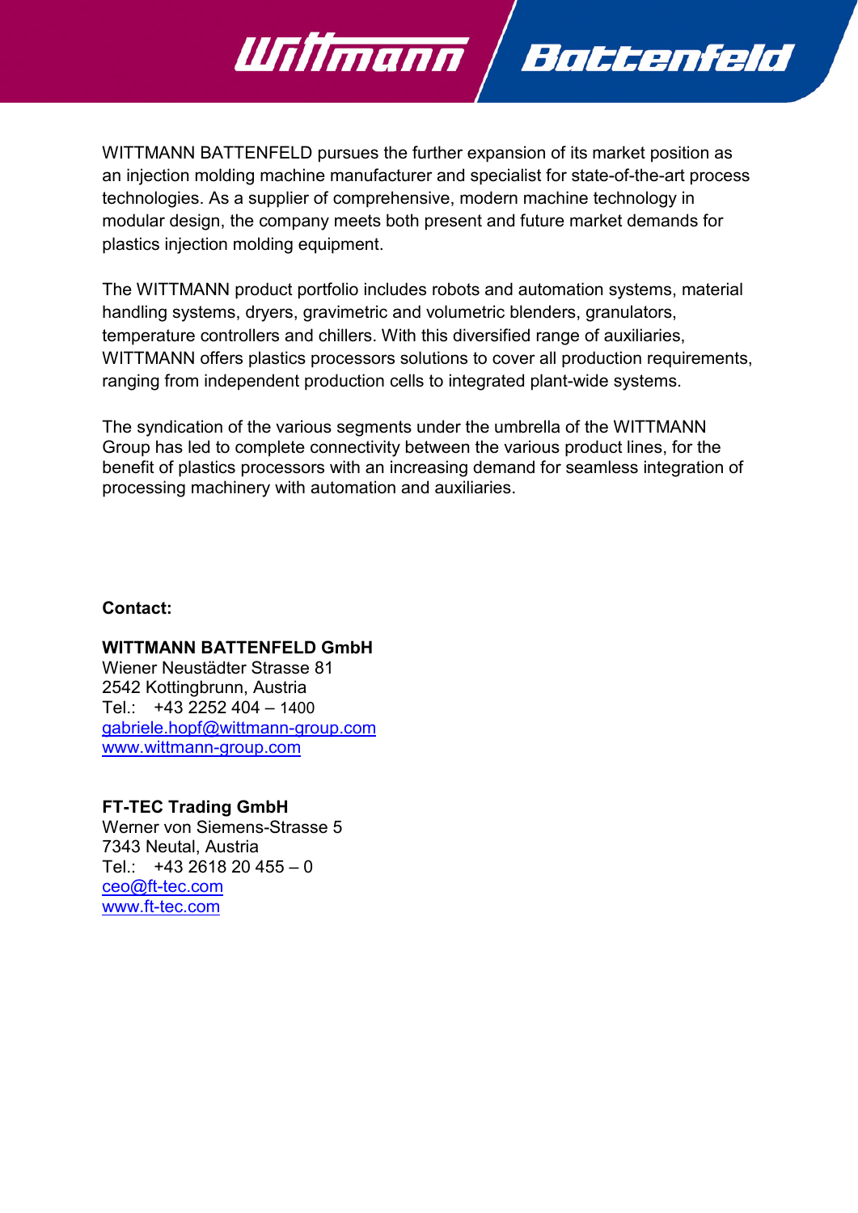WITTMANN BATTENFELD pursues the further expansion of its market position as an injection molding machine manufacturer and specialist for state-of-the-art process technologies. As a supplier of comprehensive, modern machine technology in modular design, the company meets both present and future market demands for plastics injection molding equipment.

The WITTMANN product portfolio includes robots and automation systems, material handling systems, dryers, gravimetric and volumetric blenders, granulators, temperature controllers and chillers. With this diversified range of auxiliaries, WITTMANN offers plastics processors solutions to cover all production requirements, ranging from independent production cells to integrated plant-wide systems.

The syndication of the various segments under the umbrella of the WITTMANN Group has led to complete connectivity between the various product lines, for the benefit of plastics processors with an increasing demand for seamless integration of processing machinery with automation and auxiliaries.

**Contact:**

**WITTMANN BATTENFELD GmbH**
Wiener Neustädter Strasse 81
2542 Kottingbrunn, Austria
Tel.: +43 2252 404 – 1400
gabriele.hopf@wittmann-group.com
www.wittmann-group.com

**FT-TEC Trading GmbH**
Werner von Siemens-Strasse 5
7343 Neutal, Austria
Tel.: +43 2618 20 455 – 0
ceo@ft-tec.com
www.ft-tec.com